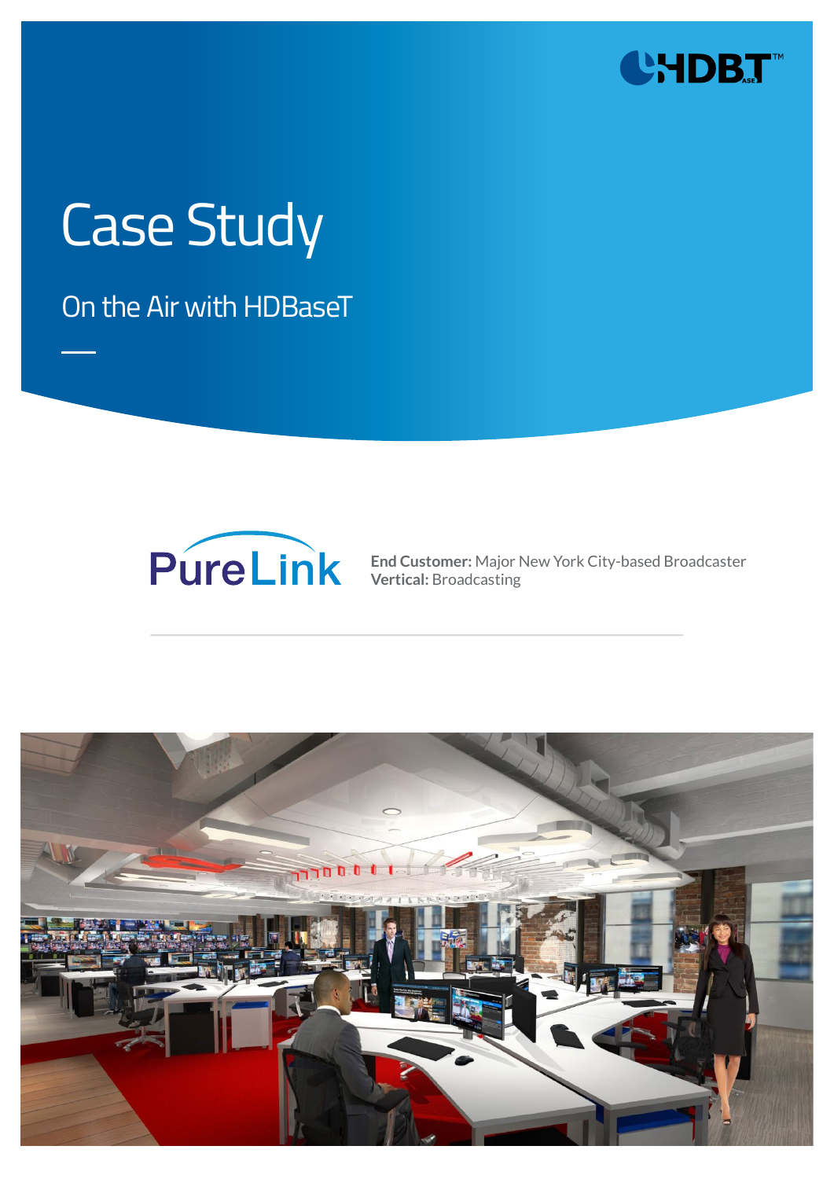# Case Study

## On the Air with HDBaseT

**End Customer:** Major New York City-based Broadcaster
**Vertical:** Broadcasting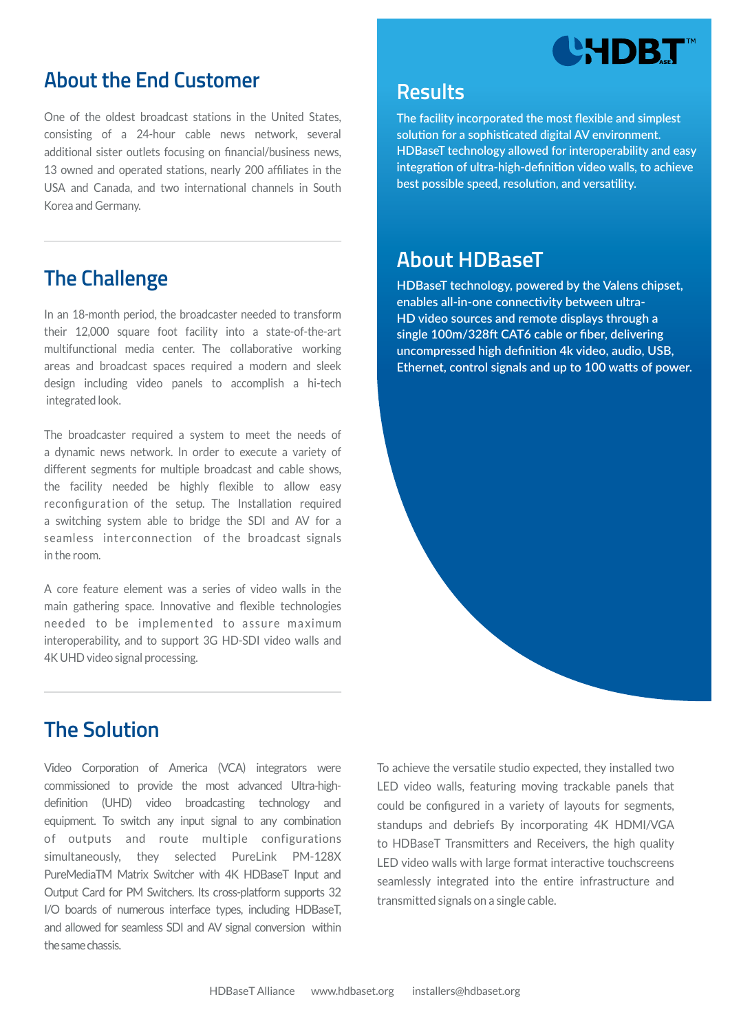## About the End Customer

One of the oldest broadcast stations in the United States, consisting of a 24-hour cable news network, several additional sister outlets focusing on financial/business news, 13 owned and operated stations, nearly 200 affiliates in the USA and Canada, and two international channels in South Korea and Germany.

## The Challenge

In an 18-month period, the broadcaster needed to transform their 12,000 square foot facility into a state-of-the-art multifunctional media center. The collaborative working areas and broadcast spaces required a modern and sleek design including video panels to accomplish a hi-tech integrated look.

The broadcaster required a system to meet the needs of a dynamic news network. In order to execute a variety of different segments for multiple broadcast and cable shows, the facility needed be highly flexible to allow easy reconfiguration of the setup. The Installation required a switching system able to bridge the SDI and AV for a seamless interconnection of the broadcast signals in the room.

A core feature element was a series of video walls in the main gathering space. Innovative and flexible technologies needed to be implemented to assure maximum interoperability, and to support 3G HD-SDI video walls and 4K UHD video signal processing.

## Results

The facility incorporated the most flexible and simplest solution for a sophisticated digital AV environment. HDBaseT technology allowed for interoperability and easy integration of ultra-high-definition video walls, to achieve best possible speed, resolution, and versatility.

## About HDBaseT

HDBaseT technology, powered by the Valens chipset, enables all-in-one connectivity between ultra-HD video sources and remote displays through a single 100m/328ft CAT6 cable or fiber, delivering uncompressed high definition 4k video, audio, USB, Ethernet, control signals and up to 100 watts of power.

## The Solution

Video Corporation of America (VCA) integrators were commissioned to provide the most advanced Ultra-high-definition (UHD) video broadcasting technology and equipment. To switch any input signal to any combination of outputs and route multiple configurations simultaneously, they selected PureLink PM-128X PureMediaTM Matrix Switcher with 4K HDBaseT Input and Output Card for PM Switchers. Its cross-platform supports 32 I/O boards of numerous interface types, including HDBaseT, and allowed for seamless SDI and AV signal conversion within the same chassis.

To achieve the versatile studio expected, they installed two LED video walls, featuring moving trackable panels that could be configured in a variety of layouts for segments, standups and debriefs By incorporating 4K HDMI/VGA to HDBaseT Transmitters and Receivers, the high quality LED video walls with large format interactive touchscreens seamlessly integrated into the entire infrastructure and transmitted signals on a single cable.